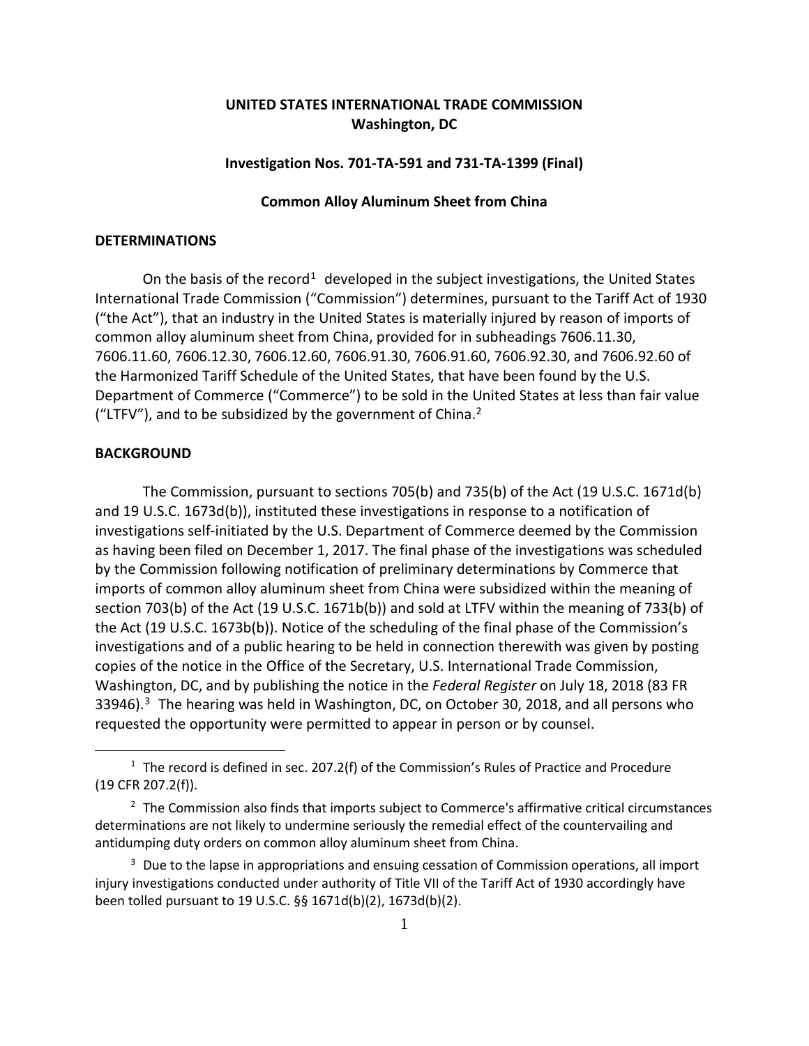**UNITED STATES INTERNATIONAL TRADE COMMISSION**
**Washington, DC**

**Investigation Nos. 701-TA-591 and 731-TA-1399 (Final)**

**Common Alloy Aluminum Sheet from China**

## DETERMINATIONS

On the basis of the record[1] developed in the subject investigations, the United States International Trade Commission ("Commission") determines, pursuant to the Tariff Act of 1930 ("the Act"), that an industry in the United States is materially injured by reason of imports of common alloy aluminum sheet from China, provided for in subheadings 7606.11.30, 7606.11.60, 7606.12.30, 7606.12.60, 7606.91.30, 7606.91.60, 7606.92.30, and 7606.92.60 of the Harmonized Tariff Schedule of the United States, that have been found by the U.S. Department of Commerce ("Commerce") to be sold in the United States at less than fair value ("LTFV"), and to be subsidized by the government of China.[2]

## BACKGROUND

The Commission, pursuant to sections 705(b) and 735(b) of the Act (19 U.S.C. 1671d(b) and 19 U.S.C. 1673d(b)), instituted these investigations in response to a notification of investigations self-initiated by the U.S. Department of Commerce deemed by the Commission as having been filed on December 1, 2017. The final phase of the investigations was scheduled by the Commission following notification of preliminary determinations by Commerce that imports of common alloy aluminum sheet from China were subsidized within the meaning of section 703(b) of the Act (19 U.S.C. 1671b(b)) and sold at LTFV within the meaning of 733(b) of the Act (19 U.S.C. 1673b(b)). Notice of the scheduling of the final phase of the Commission's investigations and of a public hearing to be held in connection therewith was given by posting copies of the notice in the Office of the Secretary, U.S. International Trade Commission, Washington, DC, and by publishing the notice in the *Federal Register* on July 18, 2018 (83 FR 33946).[3] The hearing was held in Washington, DC, on October 30, 2018, and all persons who requested the opportunity were permitted to appear in person or by counsel.

---

[1] The record is defined in sec. 207.2(f) of the Commission's Rules of Practice and Procedure (19 CFR 207.2(f)).

[2] The Commission also finds that imports subject to Commerce's affirmative critical circumstances determinations are not likely to undermine seriously the remedial effect of the countervailing and antidumping duty orders on common alloy aluminum sheet from China.

[3] Due to the lapse in appropriations and ensuing cessation of Commission operations, all import injury investigations conducted under authority of Title VII of the Tariff Act of 1930 accordingly have been tolled pursuant to 19 U.S.C. §§ 1671d(b)(2), 1673d(b)(2).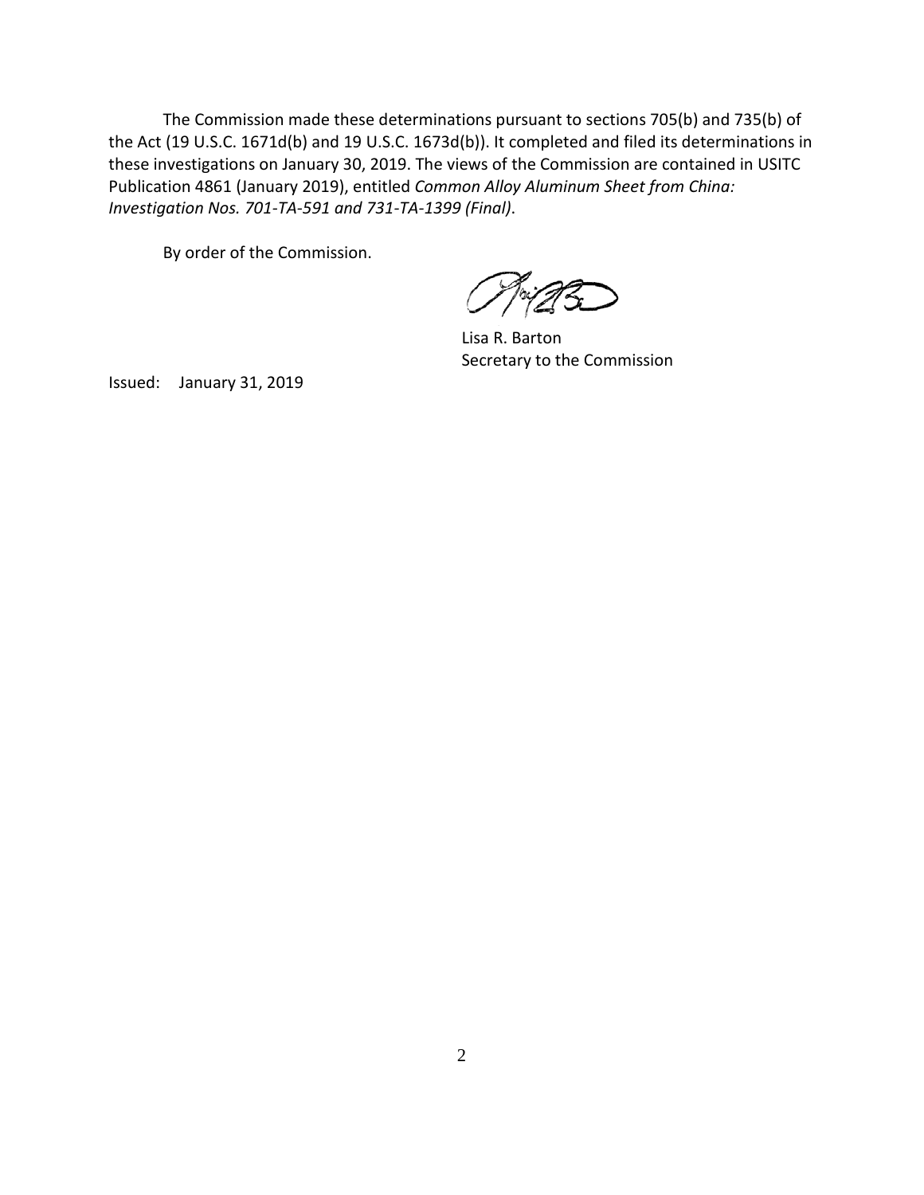The Commission made these determinations pursuant to sections 705(b) and 735(b) of the Act (19 U.S.C. 1671d(b) and 19 U.S.C. 1673d(b)). It completed and filed its determinations in these investigations on January 30, 2019. The views of the Commission are contained in USITC Publication 4861 (January 2019), entitled *Common Alloy Aluminum Sheet from China: Investigation Nos. 701-TA-591 and 731-TA-1399 (Final)*.

By order of the Commission.

Lisa R. Barton
Secretary to the Commission

Issued: January 31, 2019